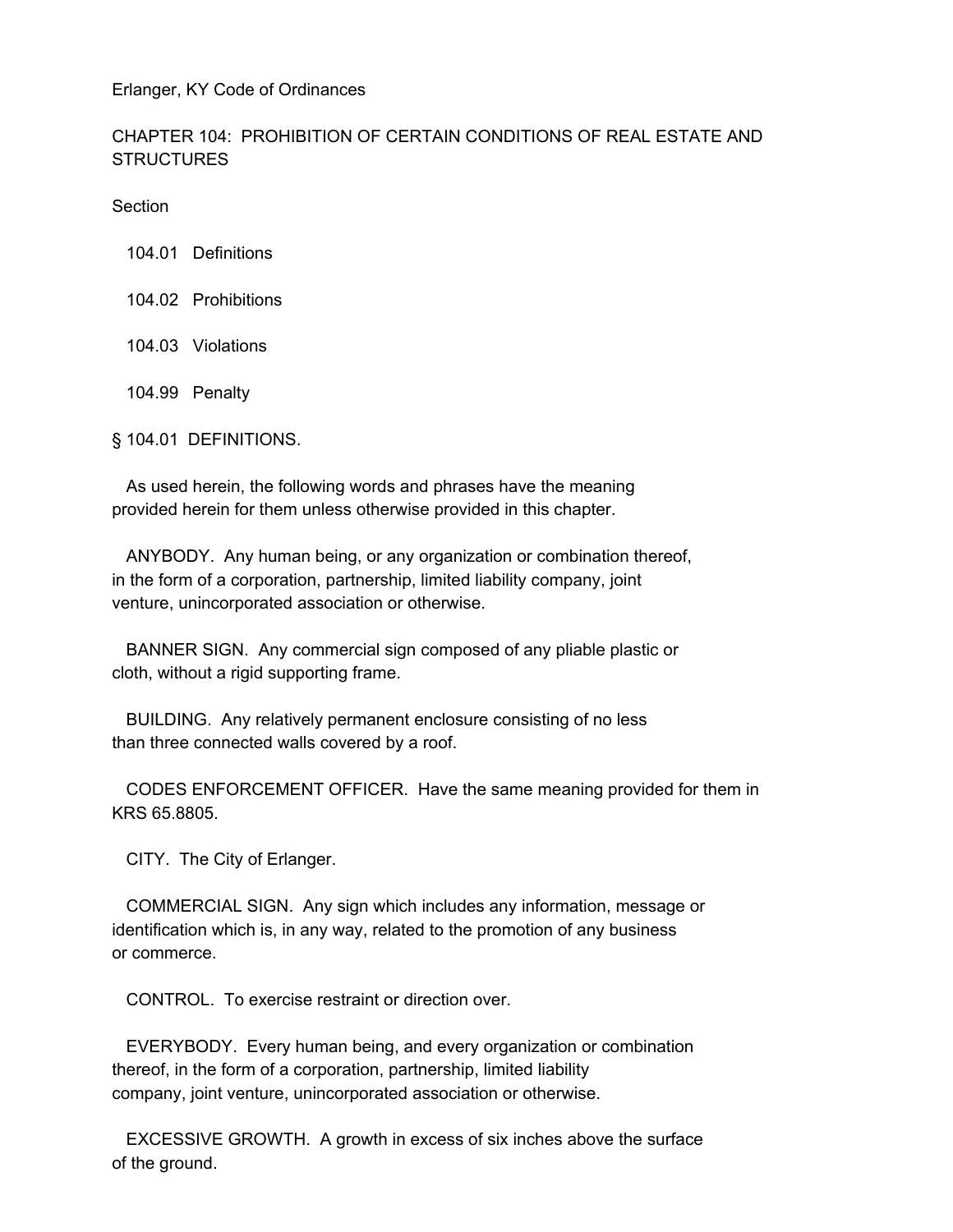Erlanger, KY Code of Ordinances

# CHAPTER 104: PROHIBITION OF CERTAIN CONDITIONS OF REAL ESTATE AND STRUCTURES

Section

104.01 Definitions

104.02 Prohibitions

104.03 Violations

104.99 Penalty

## § 104.01 DEFINITIONS.

As used herein, the following words and phrases have the meaning provided herein for them unless otherwise provided in this chapter.

ANYBODY. Any human being, or any organization or combination thereof, in the form of a corporation, partnership, limited liability company, joint venture, unincorporated association or otherwise.

BANNER SIGN. Any commercial sign composed of any pliable plastic or cloth, without a rigid supporting frame.

BUILDING. Any relatively permanent enclosure consisting of no less than three connected walls covered by a roof.

CODES ENFORCEMENT OFFICER. Have the same meaning provided for them in KRS 65.8805.

CITY. The City of Erlanger.

COMMERCIAL SIGN. Any sign which includes any information, message or identification which is, in any way, related to the promotion of any business or commerce.

CONTROL. To exercise restraint or direction over.

EVERYBODY. Every human being, and every organization or combination thereof, in the form of a corporation, partnership, limited liability company, joint venture, unincorporated association or otherwise.

EXCESSIVE GROWTH. A growth in excess of six inches above the surface of the ground.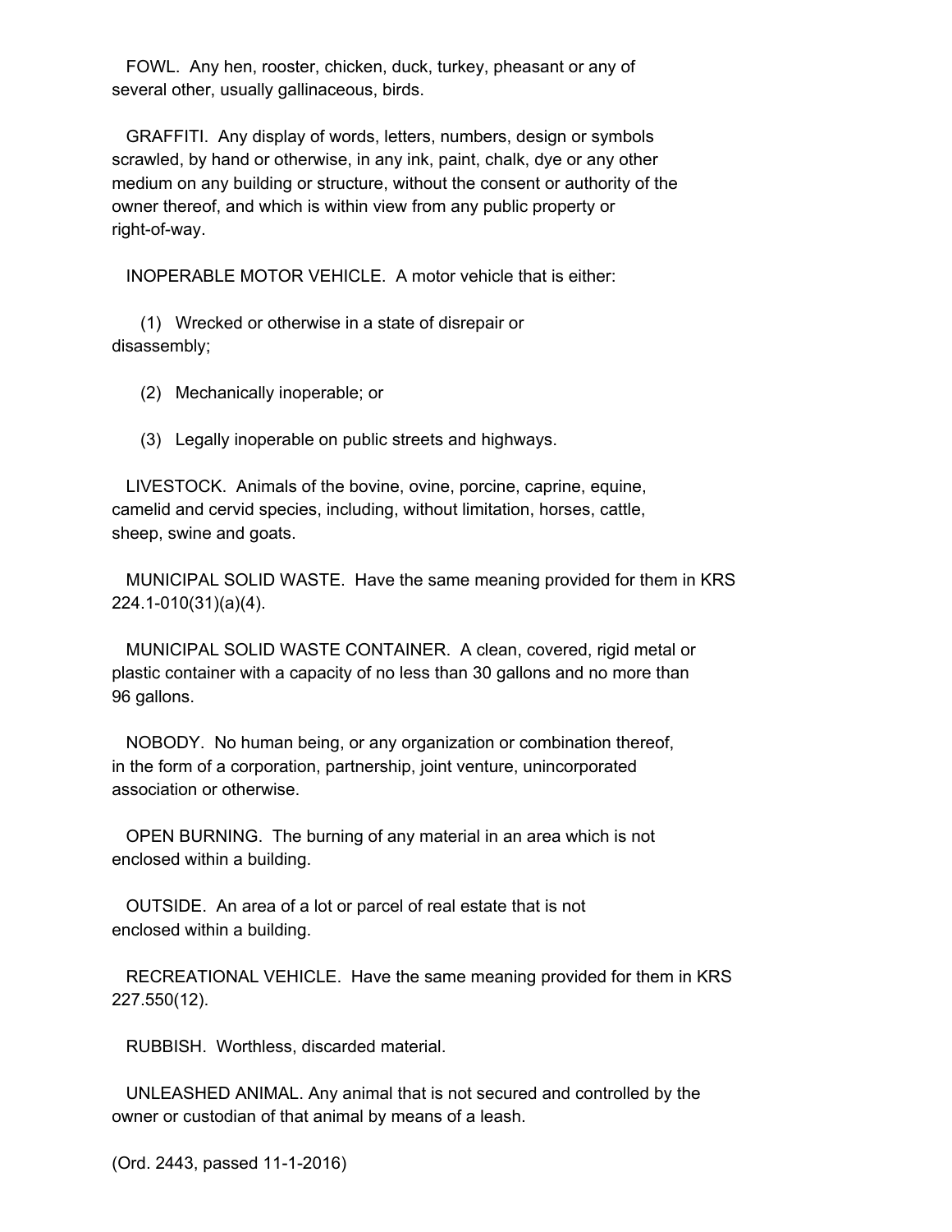FOWL. Any hen, rooster, chicken, duck, turkey, pheasant or any of several other, usually gallinaceous, birds.

GRAFFITI. Any display of words, letters, numbers, design or symbols scrawled, by hand or otherwise, in any ink, paint, chalk, dye or any other medium on any building or structure, without the consent or authority of the owner thereof, and which is within view from any public property or right-of-way.

INOPERABLE MOTOR VEHICLE. A motor vehicle that is either:

(1) Wrecked or otherwise in a state of disrepair or disassembly;

(2) Mechanically inoperable; or

(3) Legally inoperable on public streets and highways.

LIVESTOCK. Animals of the bovine, ovine, porcine, caprine, equine, camelid and cervid species, including, without limitation, horses, cattle, sheep, swine and goats.

MUNICIPAL SOLID WASTE. Have the same meaning provided for them in KRS 224.1-010(31)(a)(4).

MUNICIPAL SOLID WASTE CONTAINER. A clean, covered, rigid metal or plastic container with a capacity of no less than 30 gallons and no more than 96 gallons.

NOBODY. No human being, or any organization or combination thereof, in the form of a corporation, partnership, joint venture, unincorporated association or otherwise.

OPEN BURNING. The burning of any material in an area which is not enclosed within a building.

OUTSIDE. An area of a lot or parcel of real estate that is not enclosed within a building.

RECREATIONAL VEHICLE. Have the same meaning provided for them in KRS 227.550(12).

RUBBISH. Worthless, discarded material.

UNLEASHED ANIMAL. Any animal that is not secured and controlled by the owner or custodian of that animal by means of a leash.

(Ord. 2443, passed 11-1-2016)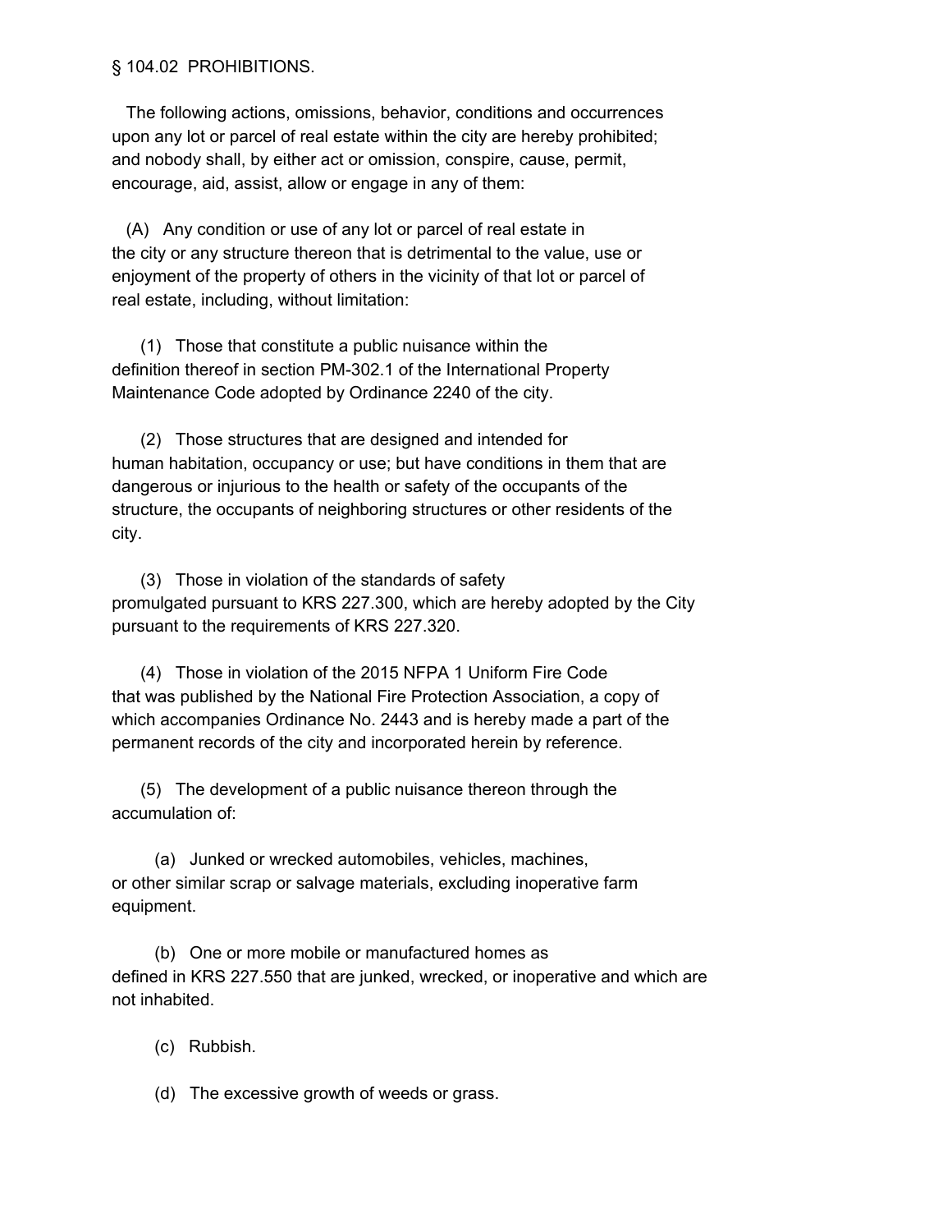§ 104.02 PROHIBITIONS.

The following actions, omissions, behavior, conditions and occurrences upon any lot or parcel of real estate within the city are hereby prohibited; and nobody shall, by either act or omission, conspire, cause, permit, encourage, aid, assist, allow or engage in any of them:

(A) Any condition or use of any lot or parcel of real estate in the city or any structure thereon that is detrimental to the value, use or enjoyment of the property of others in the vicinity of that lot or parcel of real estate, including, without limitation:

(1) Those that constitute a public nuisance within the definition thereof in section PM-302.1 of the International Property Maintenance Code adopted by Ordinance 2240 of the city.

(2) Those structures that are designed and intended for human habitation, occupancy or use; but have conditions in them that are dangerous or injurious to the health or safety of the occupants of the structure, the occupants of neighboring structures or other residents of the city.

(3) Those in violation of the standards of safety promulgated pursuant to KRS 227.300, which are hereby adopted by the City pursuant to the requirements of KRS 227.320.

(4) Those in violation of the 2015 NFPA 1 Uniform Fire Code that was published by the National Fire Protection Association, a copy of which accompanies Ordinance No. 2443 and is hereby made a part of the permanent records of the city and incorporated herein by reference.

(5) The development of a public nuisance thereon through the accumulation of:

(a) Junked or wrecked automobiles, vehicles, machines, or other similar scrap or salvage materials, excluding inoperative farm equipment.

(b) One or more mobile or manufactured homes as defined in KRS 227.550 that are junked, wrecked, or inoperative and which are not inhabited.

(c) Rubbish.

(d) The excessive growth of weeds or grass.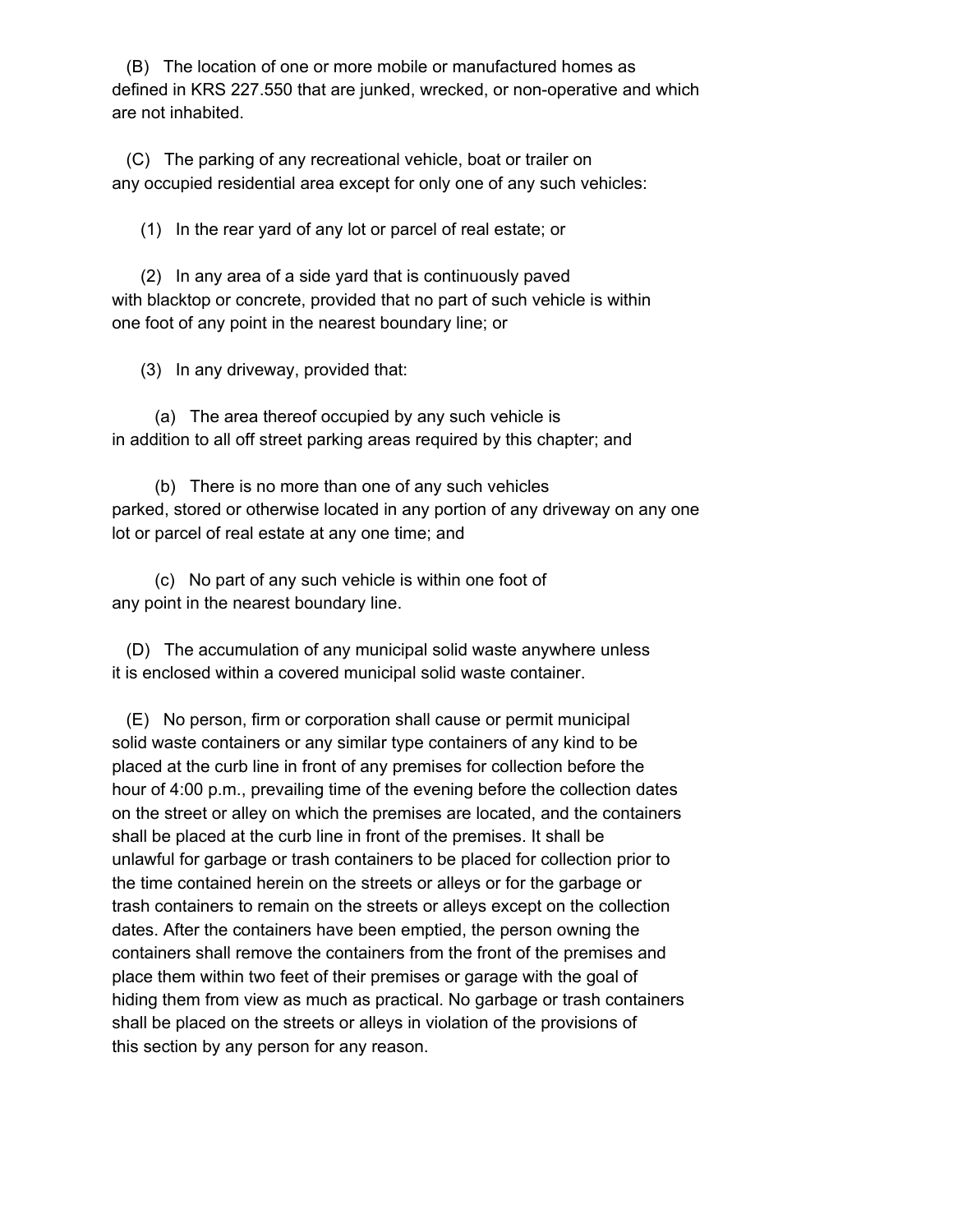(B) The location of one or more mobile or manufactured homes as defined in KRS 227.550 that are junked, wrecked, or non-operative and which are not inhabited.

(C) The parking of any recreational vehicle, boat or trailer on any occupied residential area except for only one of any such vehicles:

(1) In the rear yard of any lot or parcel of real estate; or

(2) In any area of a side yard that is continuously paved with blacktop or concrete, provided that no part of such vehicle is within one foot of any point in the nearest boundary line; or

(3) In any driveway, provided that:

(a) The area thereof occupied by any such vehicle is in addition to all off street parking areas required by this chapter; and

(b) There is no more than one of any such vehicles parked, stored or otherwise located in any portion of any driveway on any one lot or parcel of real estate at any one time; and

(c) No part of any such vehicle is within one foot of any point in the nearest boundary line.

(D) The accumulation of any municipal solid waste anywhere unless it is enclosed within a covered municipal solid waste container.

(E) No person, firm or corporation shall cause or permit municipal solid waste containers or any similar type containers of any kind to be placed at the curb line in front of any premises for collection before the hour of 4:00 p.m., prevailing time of the evening before the collection dates on the street or alley on which the premises are located, and the containers shall be placed at the curb line in front of the premises. It shall be unlawful for garbage or trash containers to be placed for collection prior to the time contained herein on the streets or alleys or for the garbage or trash containers to remain on the streets or alleys except on the collection dates. After the containers have been emptied, the person owning the containers shall remove the containers from the front of the premises and place them within two feet of their premises or garage with the goal of hiding them from view as much as practical. No garbage or trash containers shall be placed on the streets or alleys in violation of the provisions of this section by any person for any reason.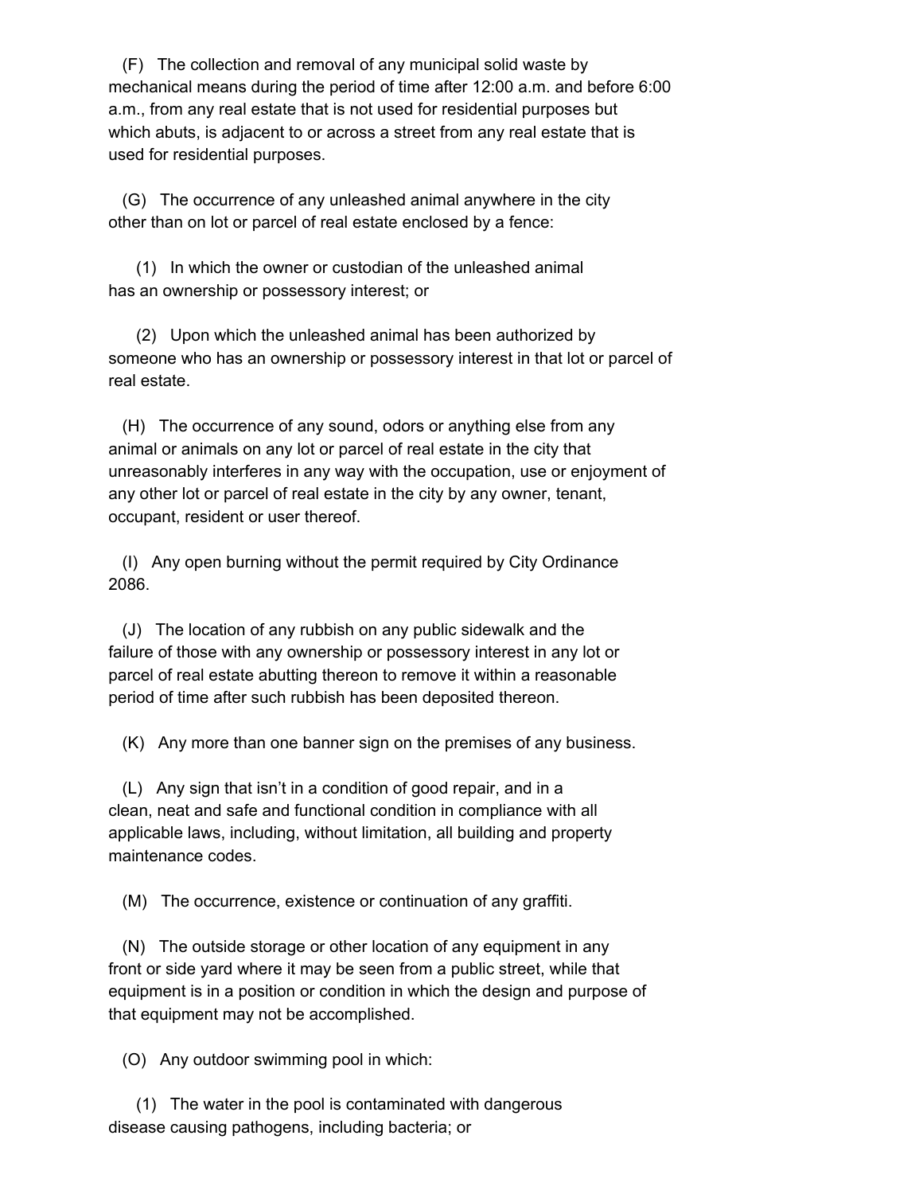(F) The collection and removal of any municipal solid waste by mechanical means during the period of time after 12:00 a.m. and before 6:00 a.m., from any real estate that is not used for residential purposes but which abuts, is adjacent to or across a street from any real estate that is used for residential purposes.

(G) The occurrence of any unleashed animal anywhere in the city other than on lot or parcel of real estate enclosed by a fence:

(1) In which the owner or custodian of the unleashed animal has an ownership or possessory interest; or

(2) Upon which the unleashed animal has been authorized by someone who has an ownership or possessory interest in that lot or parcel of real estate.

(H) The occurrence of any sound, odors or anything else from any animal or animals on any lot or parcel of real estate in the city that unreasonably interferes in any way with the occupation, use or enjoyment of any other lot or parcel of real estate in the city by any owner, tenant, occupant, resident or user thereof.

(I) Any open burning without the permit required by City Ordinance 2086.

(J) The location of any rubbish on any public sidewalk and the failure of those with any ownership or possessory interest in any lot or parcel of real estate abutting thereon to remove it within a reasonable period of time after such rubbish has been deposited thereon.

(K) Any more than one banner sign on the premises of any business.

(L) Any sign that isn't in a condition of good repair, and in a clean, neat and safe and functional condition in compliance with all applicable laws, including, without limitation, all building and property maintenance codes.

(M) The occurrence, existence or continuation of any graffiti.

(N) The outside storage or other location of any equipment in any front or side yard where it may be seen from a public street, while that equipment is in a position or condition in which the design and purpose of that equipment may not be accomplished.

(O) Any outdoor swimming pool in which:

(1) The water in the pool is contaminated with dangerous disease causing pathogens, including bacteria; or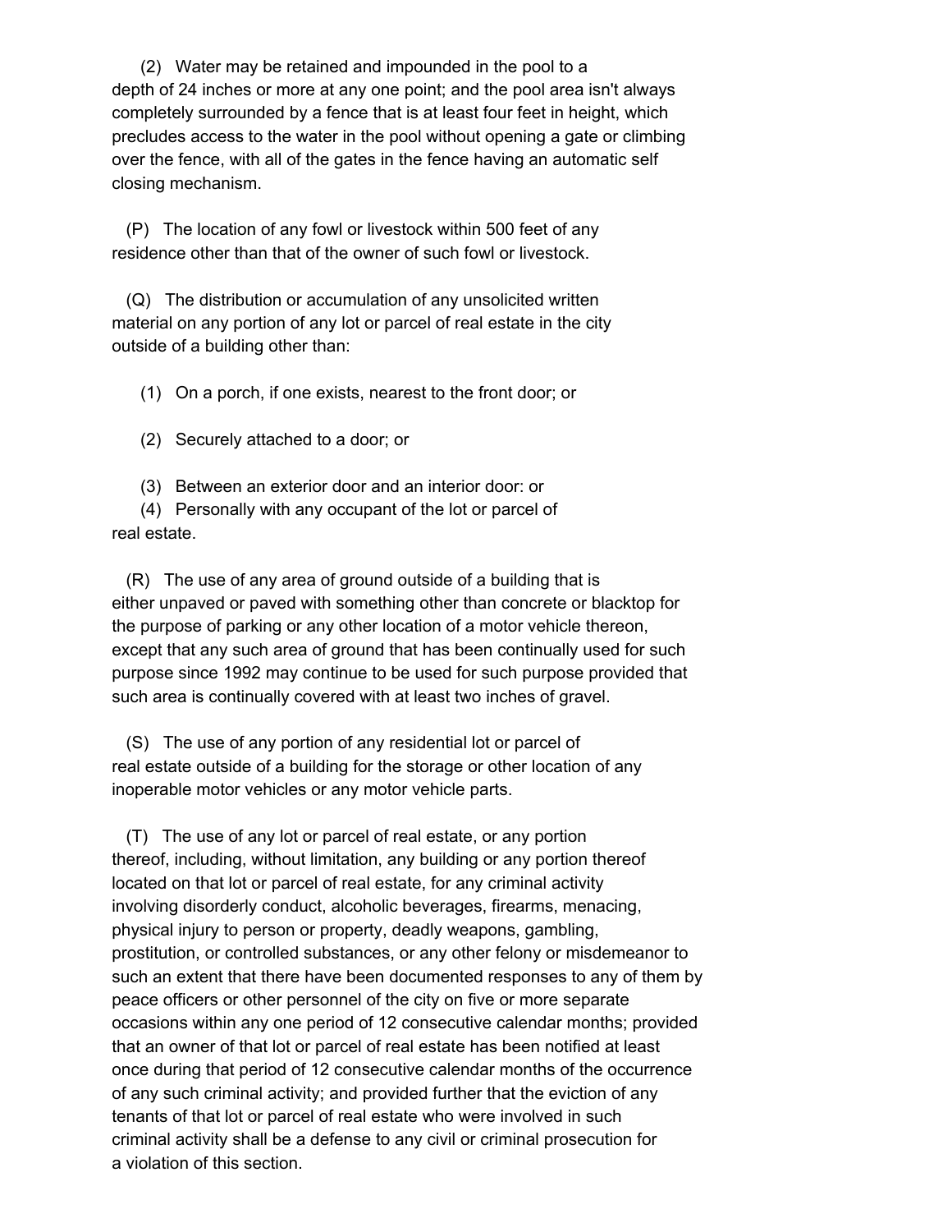(2) Water may be retained and impounded in the pool to a depth of 24 inches or more at any one point; and the pool area isn't always completely surrounded by a fence that is at least four feet in height, which precludes access to the water in the pool without opening a gate or climbing over the fence, with all of the gates in the fence having an automatic self closing mechanism.

(P) The location of any fowl or livestock within 500 feet of any residence other than that of the owner of such fowl or livestock.

(Q) The distribution or accumulation of any unsolicited written material on any portion of any lot or parcel of real estate in the city outside of a building other than:

(1) On a porch, if one exists, nearest to the front door; or

(2) Securely attached to a door; or

(3) Between an exterior door and an interior door: or

(4) Personally with any occupant of the lot or parcel of real estate.

(R) The use of any area of ground outside of a building that is either unpaved or paved with something other than concrete or blacktop for the purpose of parking or any other location of a motor vehicle thereon, except that any such area of ground that has been continually used for such purpose since 1992 may continue to be used for such purpose provided that such area is continually covered with at least two inches of gravel.

(S) The use of any portion of any residential lot or parcel of real estate outside of a building for the storage or other location of any inoperable motor vehicles or any motor vehicle parts.

(T) The use of any lot or parcel of real estate, or any portion thereof, including, without limitation, any building or any portion thereof located on that lot or parcel of real estate, for any criminal activity involving disorderly conduct, alcoholic beverages, firearms, menacing, physical injury to person or property, deadly weapons, gambling, prostitution, or controlled substances, or any other felony or misdemeanor to such an extent that there have been documented responses to any of them by peace officers or other personnel of the city on five or more separate occasions within any one period of 12 consecutive calendar months; provided that an owner of that lot or parcel of real estate has been notified at least once during that period of 12 consecutive calendar months of the occurrence of any such criminal activity; and provided further that the eviction of any tenants of that lot or parcel of real estate who were involved in such criminal activity shall be a defense to any civil or criminal prosecution for a violation of this section.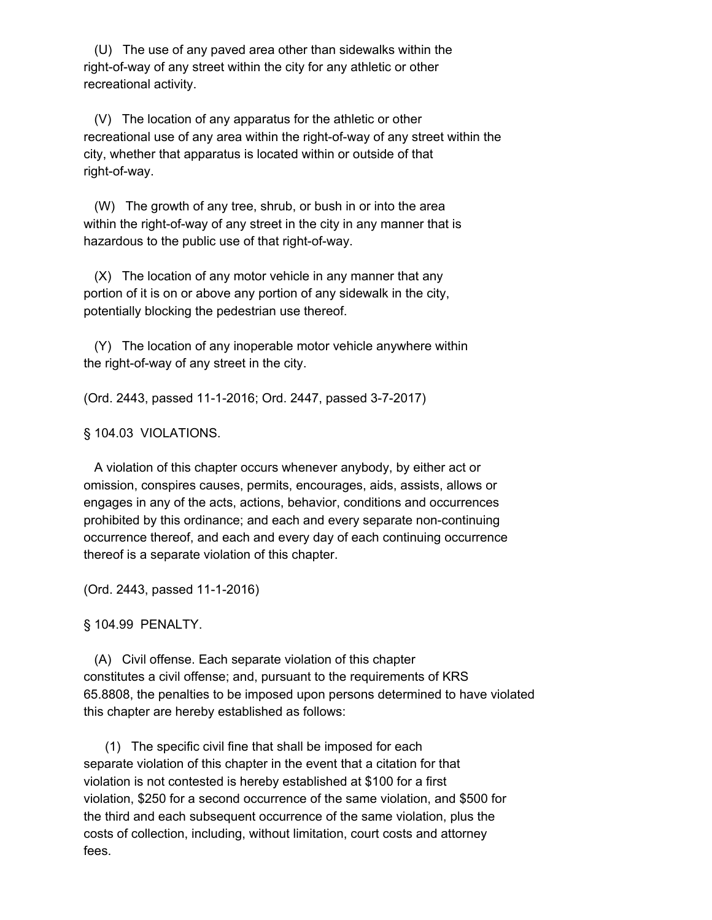(U) The use of any paved area other than sidewalks within the right-of-way of any street within the city for any athletic or other recreational activity.

(V) The location of any apparatus for the athletic or other recreational use of any area within the right-of-way of any street within the city, whether that apparatus is located within or outside of that right-of-way.

(W) The growth of any tree, shrub, or bush in or into the area within the right-of-way of any street in the city in any manner that is hazardous to the public use of that right-of-way.

(X) The location of any motor vehicle in any manner that any portion of it is on or above any portion of any sidewalk in the city, potentially blocking the pedestrian use thereof.

(Y) The location of any inoperable motor vehicle anywhere within the right-of-way of any street in the city.

(Ord. 2443, passed 11-1-2016; Ord. 2447, passed 3-7-2017)

§ 104.03 VIOLATIONS.

A violation of this chapter occurs whenever anybody, by either act or omission, conspires causes, permits, encourages, aids, assists, allows or engages in any of the acts, actions, behavior, conditions and occurrences prohibited by this ordinance; and each and every separate non-continuing occurrence thereof, and each and every day of each continuing occurrence thereof is a separate violation of this chapter.

(Ord. 2443, passed 11-1-2016)

§ 104.99 PENALTY.

(A) Civil offense. Each separate violation of this chapter constitutes a civil offense; and, pursuant to the requirements of KRS 65.8808, the penalties to be imposed upon persons determined to have violated this chapter are hereby established as follows:

(1) The specific civil fine that shall be imposed for each separate violation of this chapter in the event that a citation for that violation is not contested is hereby established at $100 for a first violation, $250 for a second occurrence of the same violation, and $500 for the third and each subsequent occurrence of the same violation, plus the costs of collection, including, without limitation, court costs and attorney fees.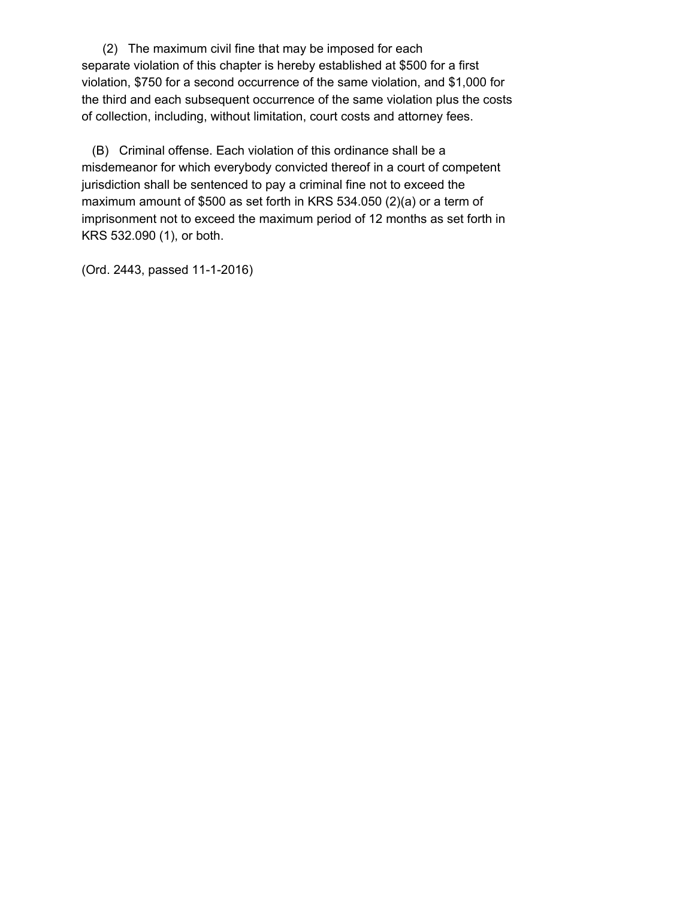(2) The maximum civil fine that may be imposed for each separate violation of this chapter is hereby established at $500 for a first violation, $750 for a second occurrence of the same violation, and $1,000 for the third and each subsequent occurrence of the same violation plus the costs of collection, including, without limitation, court costs and attorney fees.

(B) Criminal offense. Each violation of this ordinance shall be a misdemeanor for which everybody convicted thereof in a court of competent jurisdiction shall be sentenced to pay a criminal fine not to exceed the maximum amount of $500 as set forth in KRS 534.050 (2)(a) or a term of imprisonment not to exceed the maximum period of 12 months as set forth in KRS 532.090 (1), or both.

(Ord. 2443, passed 11-1-2016)